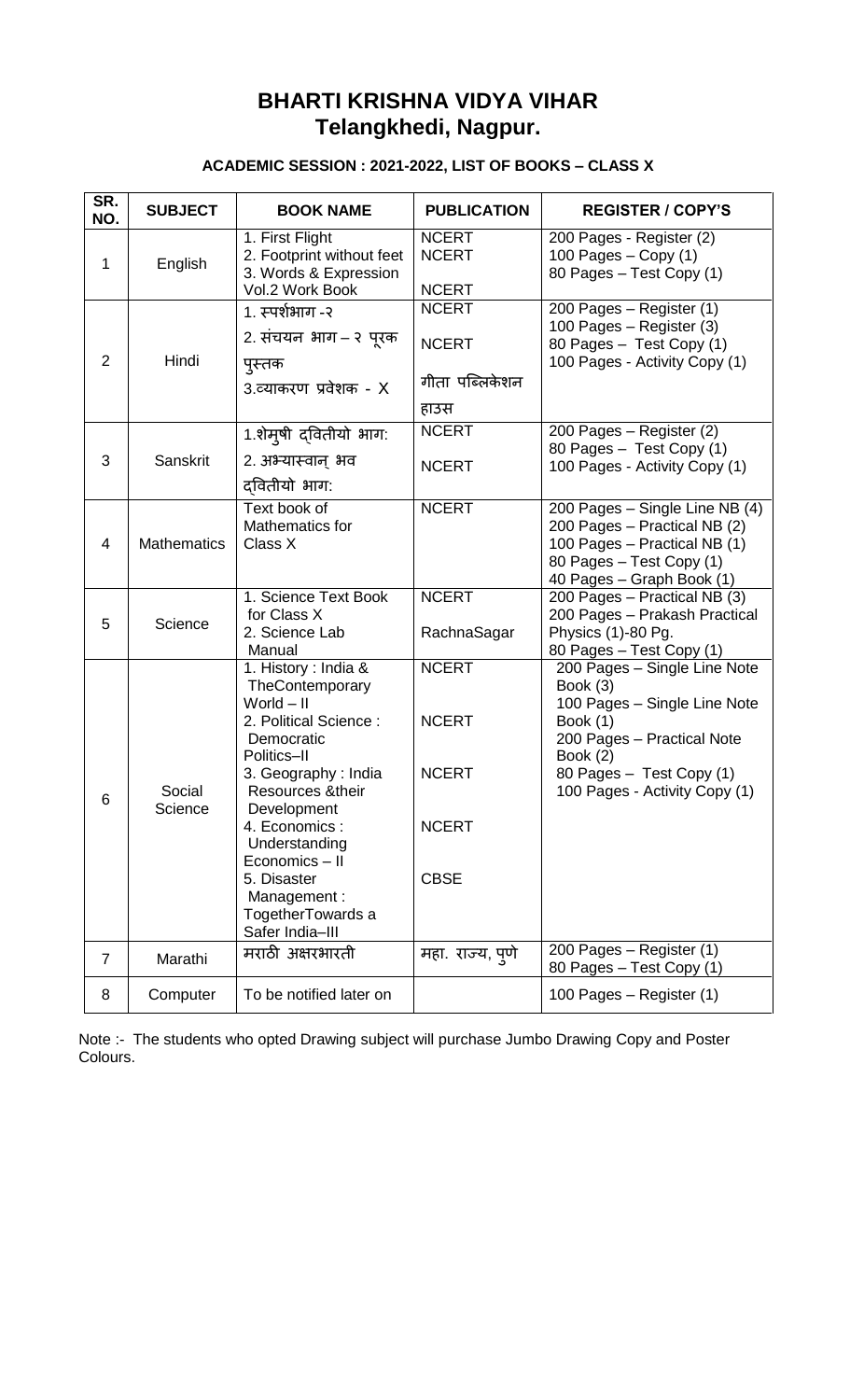# BHARTI KRISHNA VIDYA VIHAR
## Telangkhedi, Nagpur.

**ACADEMIC SESSION : 2021-2022, LIST OF BOOKS – CLASS X**

| SR. NO. | SUBJECT | BOOK NAME | PUBLICATION | REGISTER / COPY'S |
|---|---|---|---|---|
| 1 | English | 1. First Flight<br>2. Footprint without feet<br>3. Words & Expression Vol.2 Work Book | NCERT<br>NCERT<br>NCERT | 200 Pages - Register (2)<br>100 Pages – Copy (1)<br>80 Pages – Test Copy (1) |
| 2 | Hindi | 1. स्पर्शभाग -२<br>2. संचयन भाग – २ पूरक पुस्तक<br>3.व्याकरण प्रवेशक - X | NCERT<br>NCERT<br>गीता पब्लिकेशन हाउस | 200 Pages – Register (1)<br>100 Pages – Register (3)<br>80 Pages – Test Copy (1)<br>100 Pages - Activity Copy (1) |
| 3 | Sanskrit | 1.शेमुषी द्वितीयो भाग:<br>2. अभ्यास्वान् भव द्वितीयो भाग: | NCERT<br>NCERT | 200 Pages – Register (2)<br>80 Pages – Test Copy (1)<br>100 Pages - Activity Copy (1) |
| 4 | Mathematics | Text book of Mathematics for Class X | NCERT | 200 Pages – Single Line NB (4)<br>200 Pages – Practical NB (2)<br>100 Pages – Practical NB (1)<br>80 Pages – Test Copy (1)<br>40 Pages – Graph Book (1) |
| 5 | Science | 1. Science Text Book for Class X<br>2. Science Lab Manual | NCERT<br>RachnaSagar | 200 Pages – Practical NB (3)<br>200 Pages – Prakash Practical Physics (1)-80 Pg.<br>80 Pages – Test Copy (1) |
| 6 | Social Science | 1. History : India & TheContemporary World – II<br>2. Political Science : Democratic Politics–II<br>3. Geography : India Resources &their Development<br>4. Economics : Understanding Economics – II<br>5. Disaster Management : TogetherTowards a Safer India–III | NCERT<br>NCERT<br>NCERT<br>NCERT<br>CBSE | 200 Pages – Single Line Note Book (3)<br>100 Pages – Single Line Note Book (1)<br>200 Pages – Practical Note Book (2)<br>80 Pages – Test Copy (1)<br>100 Pages - Activity Copy (1) |
| 7 | Marathi | मराठी अक्षरभारती | महा. राज्य, पुणे | 200 Pages – Register (1)<br>80 Pages – Test Copy (1) |
| 8 | Computer | To be notified later on | | 100 Pages – Register (1) |

Note :- The students who opted Drawing subject will purchase Jumbo Drawing Copy and Poster Colours.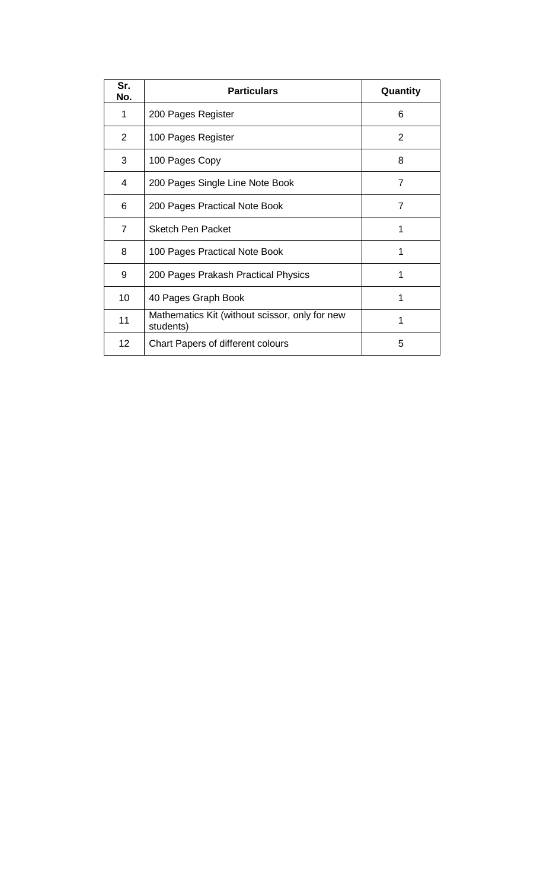| Sr. No. | Particulars | Quantity |
|---|---|---|
| 1 | 200 Pages Register | 6 |
| 2 | 100 Pages Register | 2 |
| 3 | 100 Pages Copy | 8 |
| 4 | 200 Pages Single Line Note Book | 7 |
| 6 | 200 Pages Practical Note Book | 7 |
| 7 | Sketch Pen Packet | 1 |
| 8 | 100 Pages Practical Note Book | 1 |
| 9 | 200 Pages Prakash Practical Physics | 1 |
| 10 | 40 Pages Graph Book | 1 |
| 11 | Mathematics Kit (without scissor, only for new students) | 1 |
| 12 | Chart Papers of different colours | 5 |